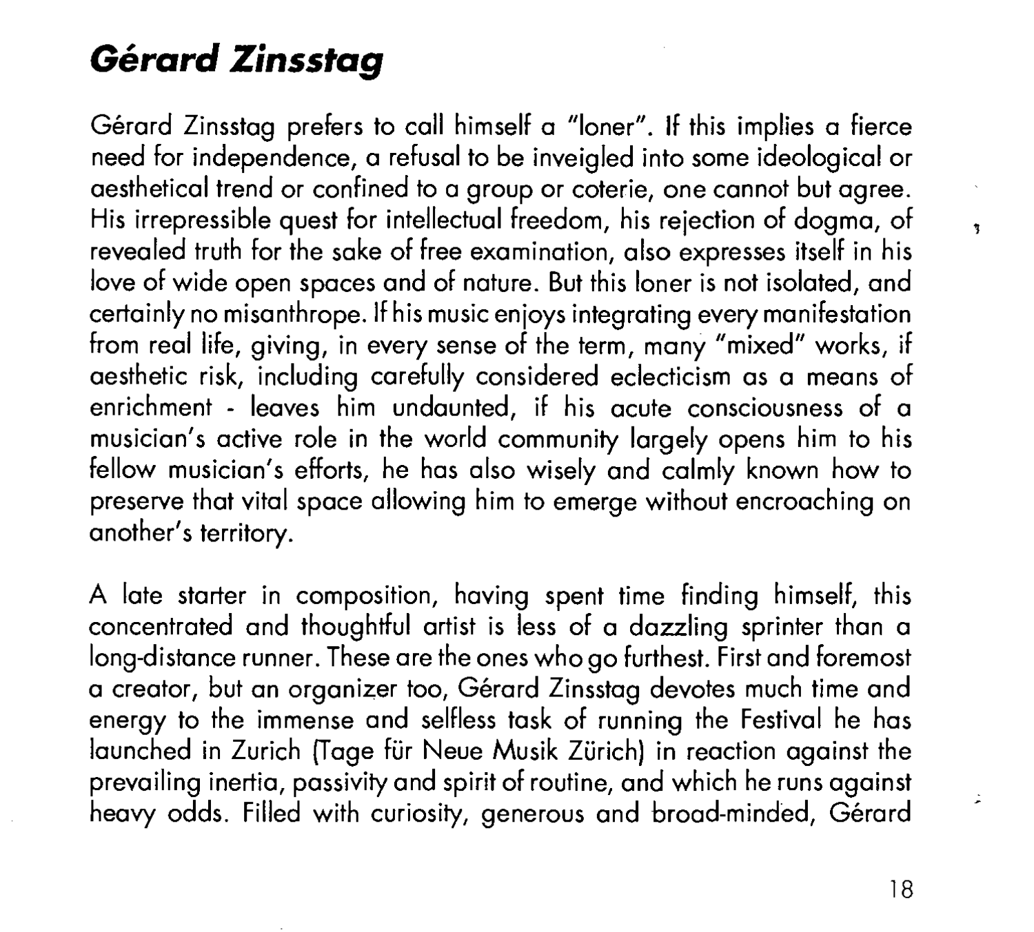# *Gérard Zinsstag*

Gérard Zinsstag prefers to call himself a "loner". If this implies a fierce need for independence, a refusal to be inveigled into some ideological or aesthetical trend or confined to a group or coterie, one cannot but agree. His irrepressible quest for intellectual freedom, his rejection of dogma, of revealed truth for the sake of free examination, also expresses itself in his love of wide open spaces and of nature. But this loner is not isolated, and certainly no misanthrope. If his music enjoys integrating every manifestation from real life, giving, in every sense of the term, many "mixed" works, if aesthetic risk, including carefully considered eclecticism as a means of enrichment - leaves him undaunted, if his acute consciousness of a musician's active role in the world community largely opens him to his fellow musician's efforts, he has also wisely and calmly known how to preserve that vital space allowing him to emerge without encroaching on another's territory.

A late starter in composition, having spent time finding himself, this concentrated and thoughtful artist is less of a dazzling sprinter than a long-distance runner. These are the ones who go furthest. First and foremost a creator, but an organizer too, Gérard Zinsstag devotes much time and energy to the immense and selfless task of running the Festival he has launched in Zurich (Tage für Neue Musik Zürich) in reaction against the prevailing inertia, passivity and spirit of routine, and which he runs against heavy odds. Filled with curiosity, generous and broad-minded, Gérard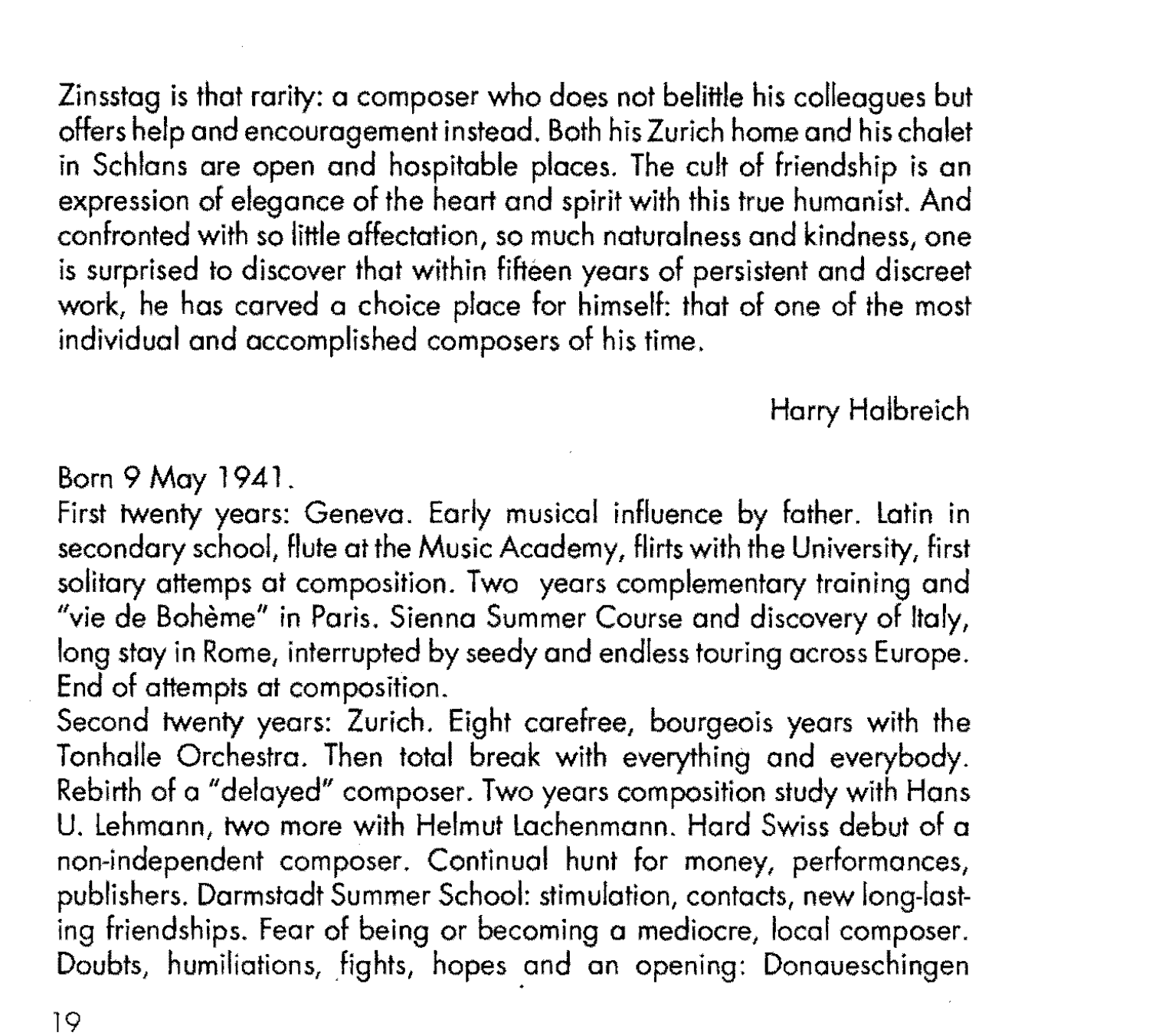Zinsstag is that rarity: a composer who does not belittle his colleagues but offers help and encouragement instead. Both his Zurich home and his chalet in Schlans are open and hospitable places. The cult of friendship is an expression of elegance of the heart and spirit with this true humanist. And confronted with so little affectation, so much naturalness and kindness, one is surprised to discover that within fifteen years of persistent and discreet work, he has carved a choice place for himself: that of one of the most individual and accomplished composers of his time.

Harry Halbreich

Born 9 May 1941.
First twenty years: Geneva. Early musical influence by father. Latin in secondary school, flute at the Music Academy, flirts with the University, first solitary attemps at composition. Two years complementary training and "vie de Bohème" in Paris. Sienna Summer Course and discovery of Italy, long stay in Rome, interrupted by seedy and endless touring across Europe. End of attempts at composition.
Second twenty years: Zurich. Eight carefree, bourgeois years with the Tonhalle Orchestra. Then total break with everything and everybody. Rebirth of a "delayed" composer. Two years composition study with Hans U. Lehmann, two more with Helmut Lachenmann. Hard Swiss debut of a non-independent composer. Continual hunt for money, performances, publishers. Darmstadt Summer School: stimulation, contacts, new long-lasting friendships. Fear of being or becoming a mediocre, local composer. Doubts, humiliations, fights, hopes and an opening: Donaueschingen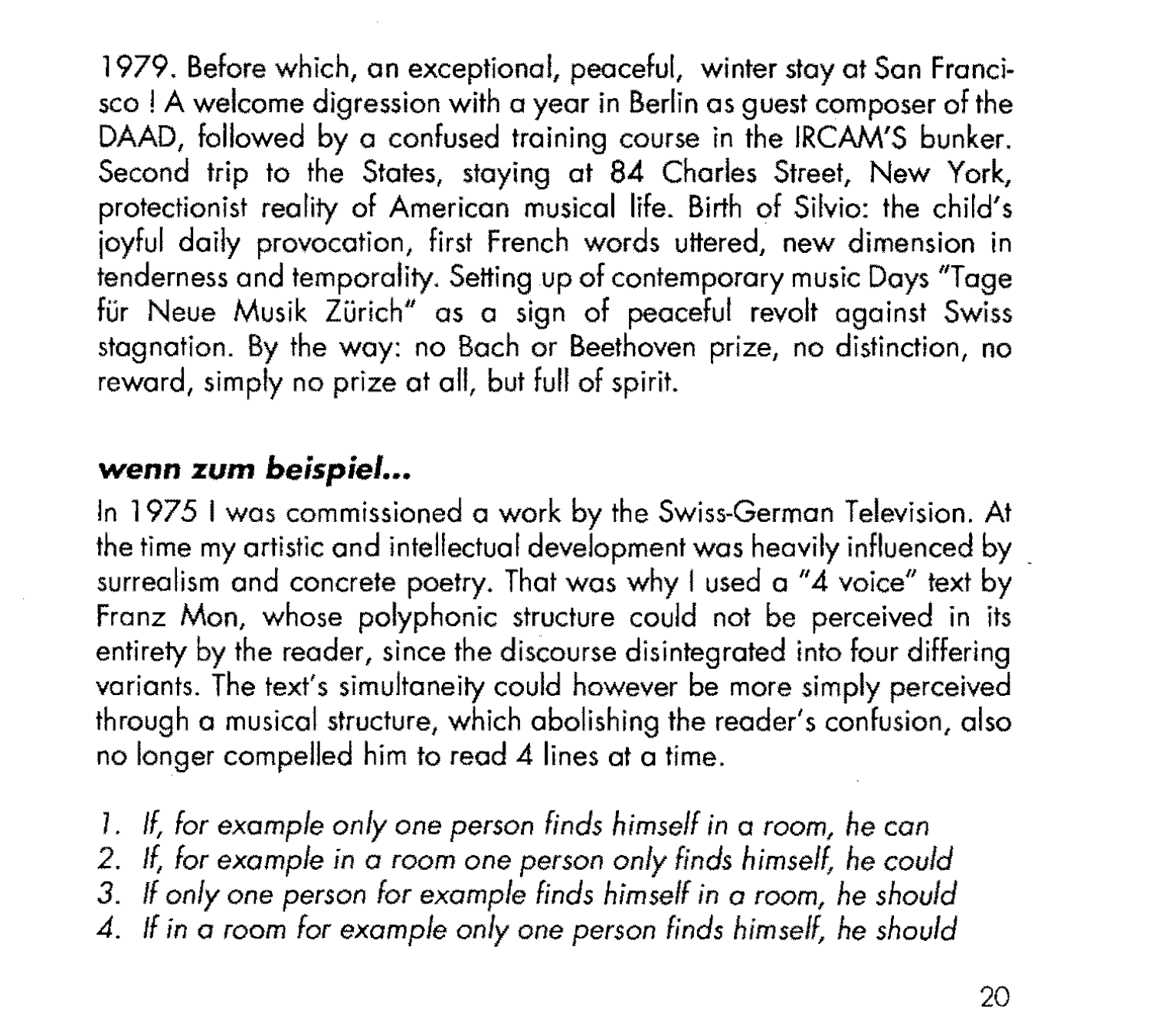1979. Before which, an exceptional, peaceful, winter stay at San Francisco ! A welcome digression with a year in Berlin as guest composer of the DAAD, followed by a confused training course in the IRCAM'S bunker. Second trip to the States, staying at 84 Charles Street, New York, protectionist reality of American musical life. Birth of Silvio: the child's joyful daily provocation, first French words uttered, new dimension in tenderness and temporality. Setting up of contemporary music Days "Tage für Neue Musik Zürich" as a sign of peaceful revolt against Swiss stagnation. By the way: no Bach or Beethoven prize, no distinction, no reward, simply no prize at all, but full of spirit.

### *wenn zum beispiel...*

In 1975 I was commissioned a work by the Swiss-German Television. At the time my artistic and intellectual development was heavily influenced by surrealism and concrete poetry. That was why I used a "4 voice" text by Franz Mon, whose polyphonic structure could not be perceived in its entirety by the reader, since the discourse disintegrated into four differing variants. The text's simultaneity could however be more simply perceived through a musical structure, which abolishing the reader's confusion, also no longer compelled him to read 4 lines at a time.

1. *If, for example only one person finds himself in a room, he can*
2. *If, for example in a room one person only finds himself, he could*
3. *If only one person for example finds himself in a room, he should*
4. *If in a room for example only one person finds himself, he should*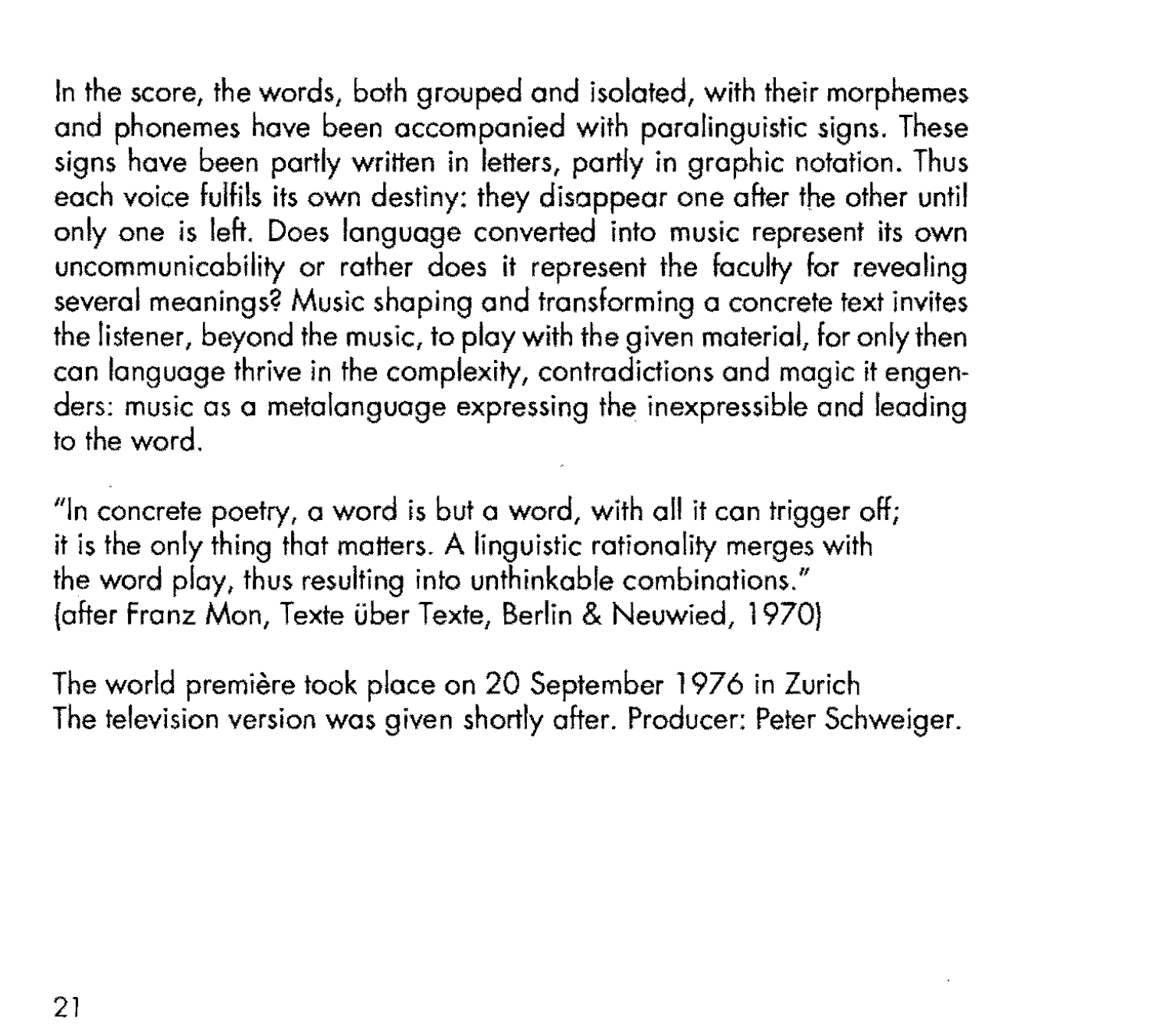In the score, the words, both grouped and isolated, with their morphemes and phonemes have been accompanied with paralinguistic signs. These signs have been partly written in letters, partly in graphic notation. Thus each voice fulfils its own destiny: they disappear one after the other until only one is left. Does language converted into music represent its own uncommunicability or rather does it represent the faculty for revealing several meanings? Music shaping and transforming a concrete text invites the listener, beyond the music, to play with the given material, for only then can language thrive in the complexity, contradictions and magic it engenders: music as a metalanguage expressing the inexpressible and leading to the word.

"In concrete poetry, a word is but a word, with all it can trigger off;
it is the only thing that matters. A linguistic rationality merges with
the word play, thus resulting into unthinkable combinations."
(after Franz Mon, Texte über Texte, Berlin & Neuwied, 1970)

The world première took place on 20 September 1976 in Zurich
The television version was given shortly after. Producer: Peter Schweiger.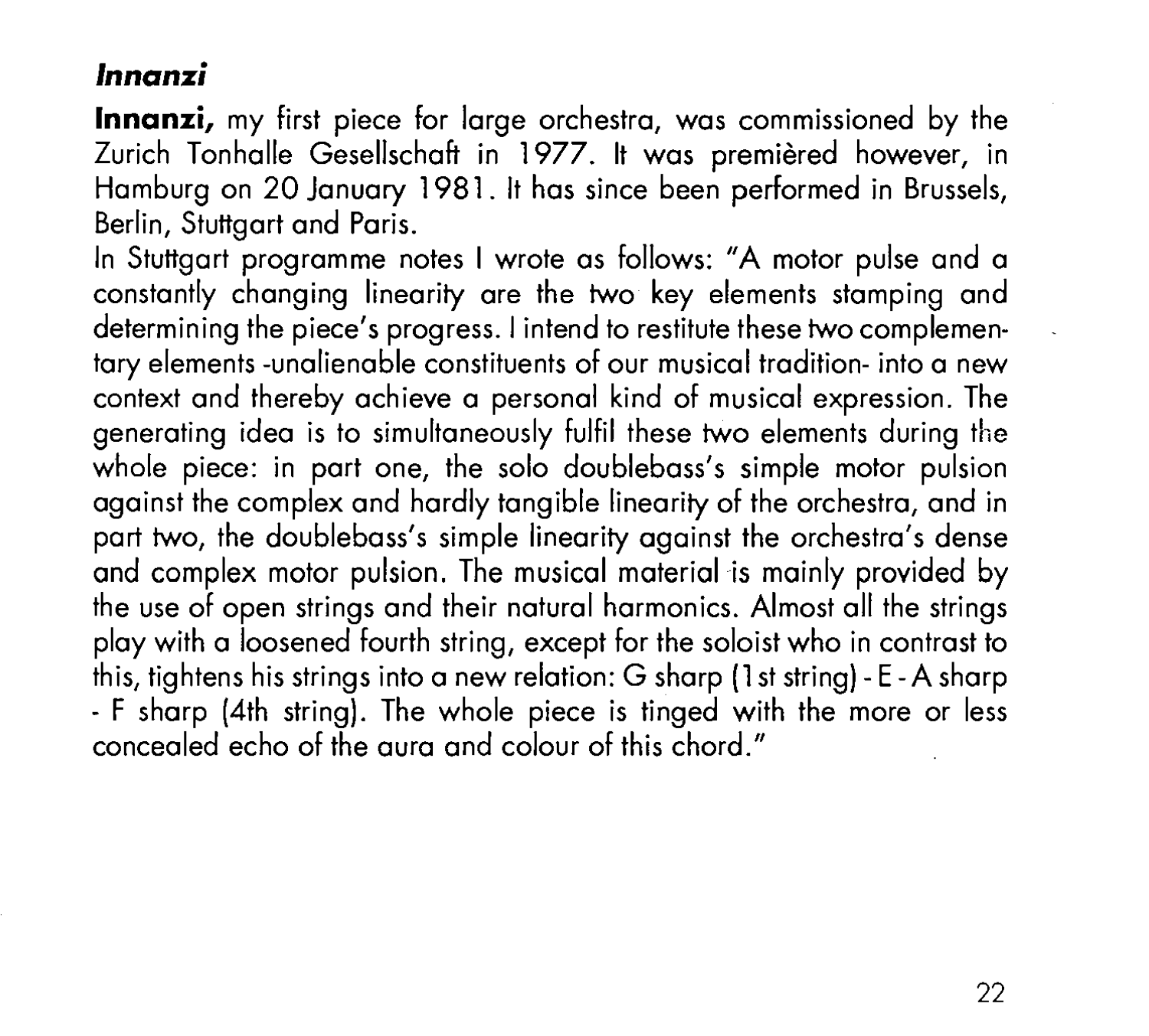## *Innanzi*

**Innanzi,** my first piece for large orchestra, was commissioned by the Zurich Tonhalle Gesellschaft in 1977. It was premièred however, in Hamburg on 20 January 1981. It has since been performed in Brussels, Berlin, Stuttgart and Paris.

In Stuttgart programme notes I wrote as follows: "A motor pulse and a constantly changing linearity are the two key elements stamping and determining the piece's progress. I intend to restitute these two complementary elements -unalienable constituents of our musical tradition- into a new context and thereby achieve a personal kind of musical expression. The generating idea is to simultaneously fulfil these two elements during the whole piece: in part one, the solo doublebass's simple motor pulsion against the complex and hardly tangible linearity of the orchestra, and in part two, the doublebass's simple linearity against the orchestra's dense and complex motor pulsion. The musical material is mainly provided by the use of open strings and their natural harmonics. Almost all the strings play with a loosened fourth string, except for the soloist who in contrast to this, tightens his strings into a new relation: G sharp (1st string) - E - A sharp - F sharp (4th string). The whole piece is tinged with the more or less concealed echo of the aura and colour of this chord."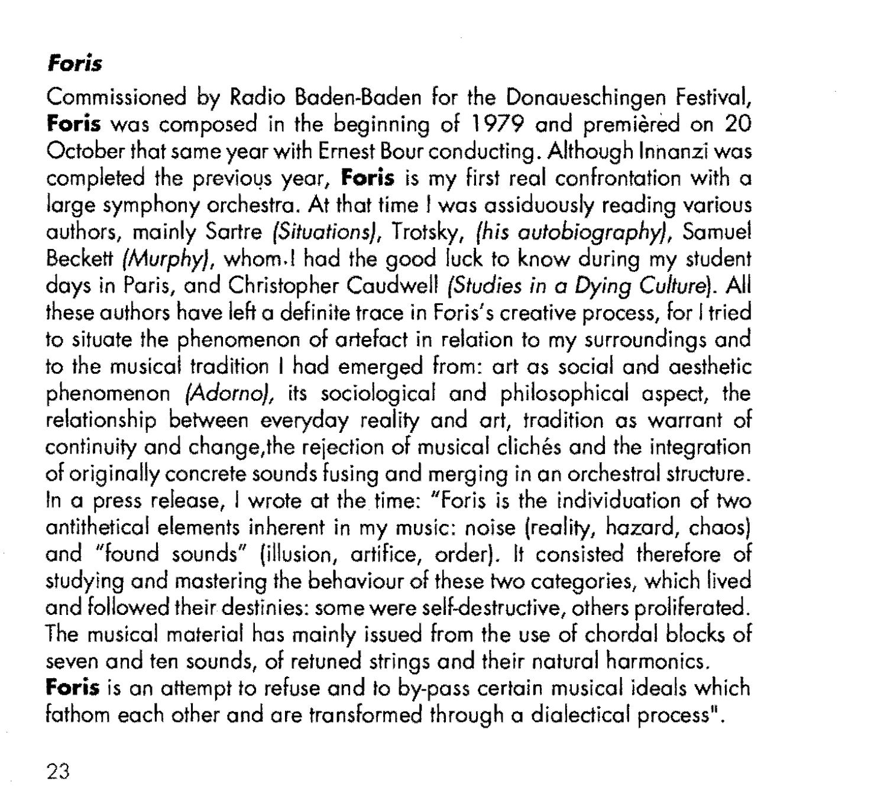### ***Foris***

Commissioned by Radio Baden-Baden for the Donaueschingen Festival, **Foris** was composed in the beginning of 1979 and premièred on 20 October that same year with Ernest Bour conducting. Although Innanzi was completed the previous year, **Foris** is my first real confrontation with a large symphony orchestra. At that time I was assiduously reading various authors, mainly Sartre *(Situations)*, Trotsky, *(his autobiography)*, Samuel Beckett *(Murphy)*, whom I had the good luck to know during my student days in Paris, and Christopher Caudwell *(Studies in a Dying Culture)*. All these authors have left a definite trace in Foris's creative process, for I tried to situate the phenomenon of artefact in relation to my surroundings and to the musical tradition I had emerged from: art as social and aesthetic phenomenon *(Adorno)*, its sociological and philosophical aspect, the relationship between everyday reality and art, tradition as warrant of continuity and change,the rejection of musical clichés and the integration of originally concrete sounds fusing and merging in an orchestral structure. In a press release, I wrote at the time: "Foris is the individuation of two antithetical elements inherent in my music: noise (reality, hazard, chaos) and "found sounds" (illusion, artifice, order). It consisted therefore of studying and mastering the behaviour of these two categories, which lived and followed their destinies: some were self-destructive, others proliferated. The musical material has mainly issued from the use of chordal blocks of seven and ten sounds, of retuned strings and their natural harmonics.
**Foris** is an attempt to refuse and to by-pass certain musical ideals which fathom each other and are transformed through a dialectical process".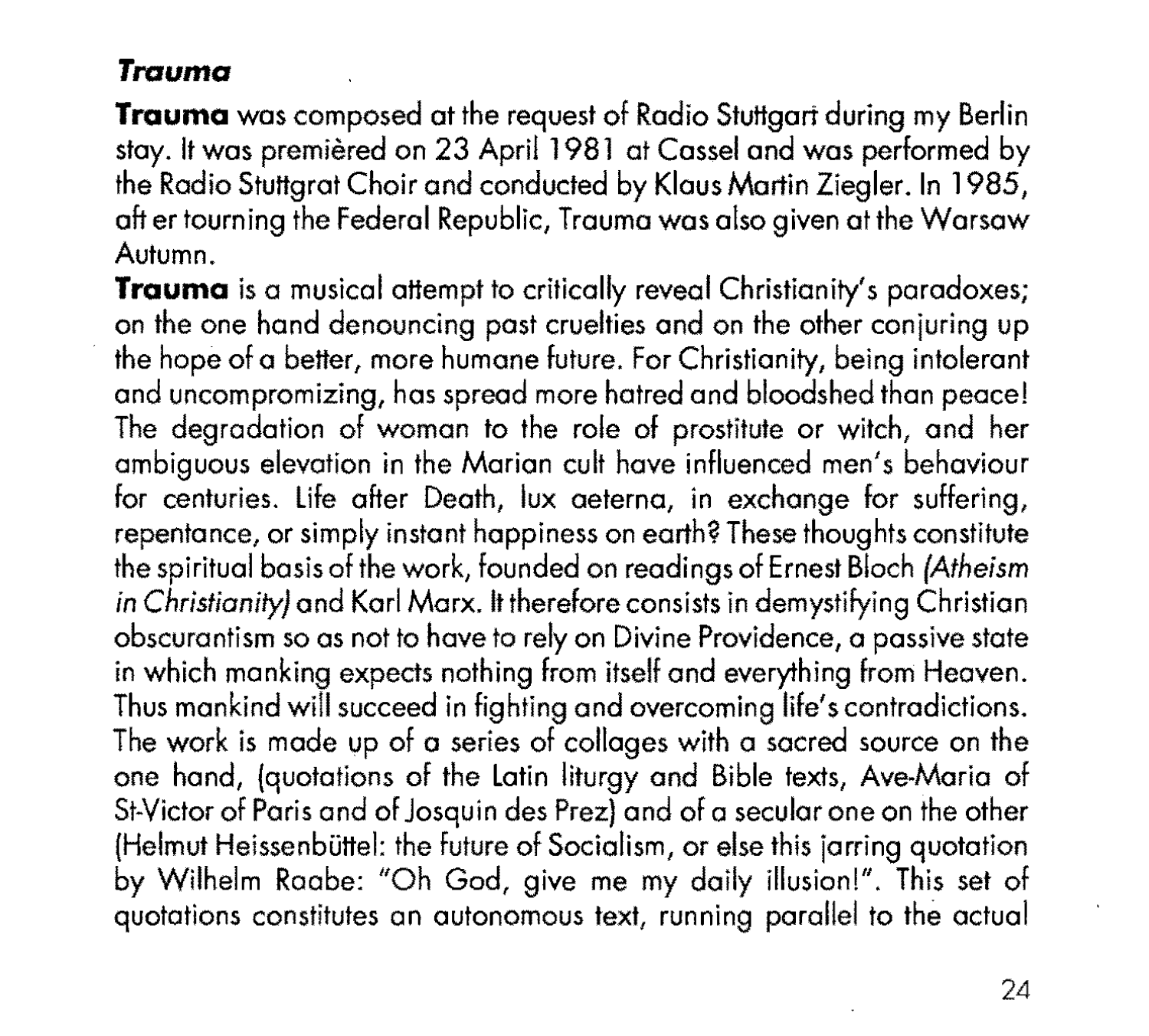### *Trauma*

**Trauma** was composed at the request of Radio Stuttgart during my Berlin stay. It was premièred on 23 April 1981 at Cassel and was performed by the Radio Stuttgrat Choir and conducted by Klaus Martin Ziegler. In 1985, aft er tourning the Federal Republic, Trauma was also given at the Warsaw Autumn.

**Trauma** is a musical attempt to critically reveal Christianity's paradoxes; on the one hand denouncing past cruelties and on the other conjuring up the hope of a better, more humane future. For Christianity, being intolerant and uncompromizing, has spread more hatred and bloodshed than peace! The degradation of woman to the role of prostitute or witch, and her ambiguous elevation in the Marian cult have influenced men's behaviour for centuries. Life after Death, lux aeterna, in exchange for suffering, repentance, or simply instant happiness on earth? These thoughts constitute the spiritual basis of the work, founded on readings of Ernest Bloch *(Atheism in Christianity)* and Karl Marx. It therefore consists in demystifying Christian obscurantism so as not to have to rely on Divine Providence, a passive state in which manking expects nothing from itself and everything from Heaven. Thus mankind will succeed in fighting and overcoming life's contradictions. The work is made up of a series of collages with a sacred source on the one hand, (quotations of the Latin liturgy and Bible texts, Ave-Maria of St-Victor of Paris and of Josquin des Prez) and of a secular one on the other (Helmut Heissenbüttel: the future of Socialism, or else this jarring quotation by Wilhelm Raabe: "Oh God, give me my daily illusion!". This set of quotations constitutes an autonomous text, running parallel to the actual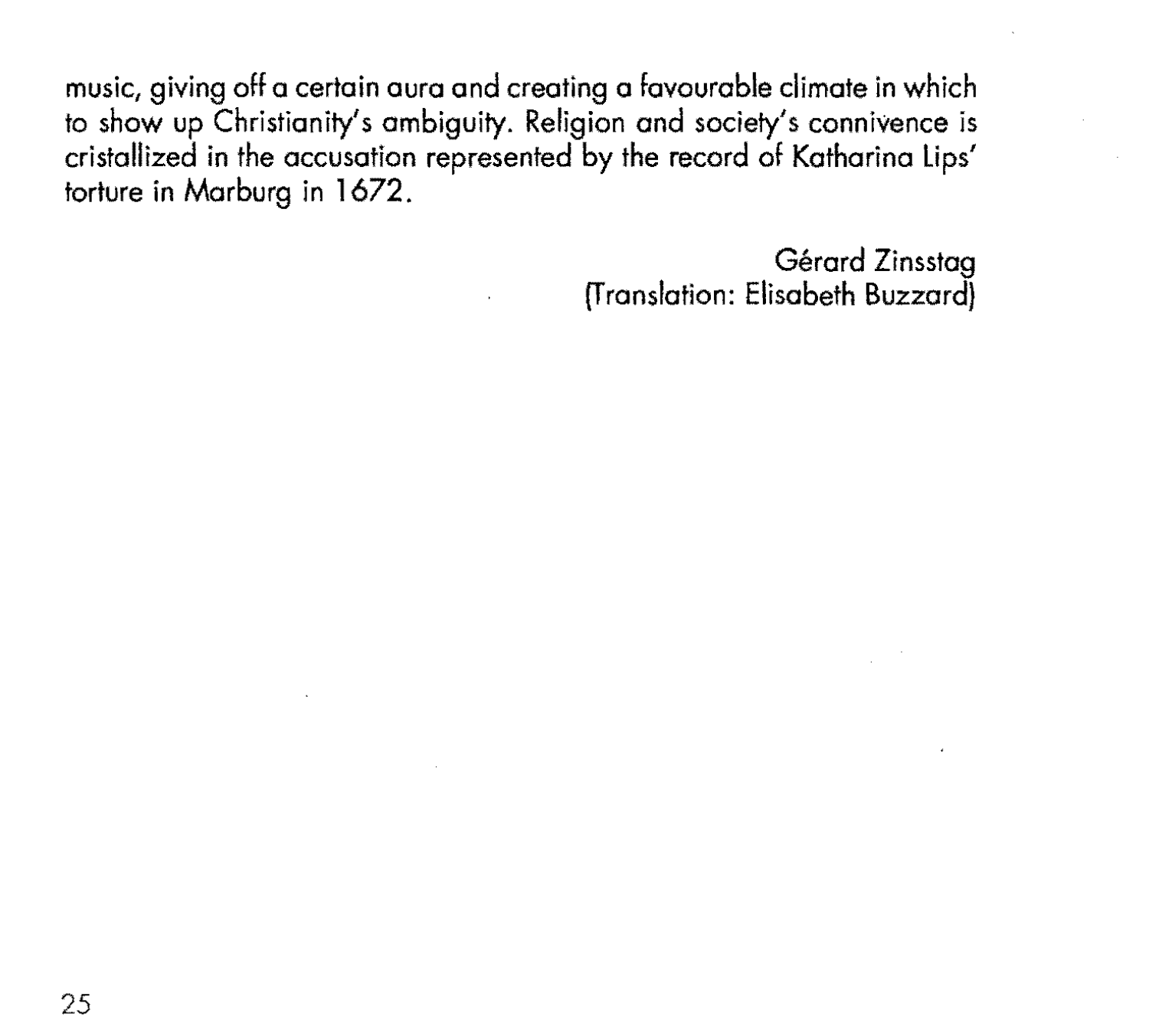music, giving off a certain aura and creating a favourable climate in which to show up Christianity's ambiguity. Religion and society's connivence is cristallized in the accusation represented by the record of Katharina Lips' torture in Marburg in 1672.

Gérard Zinsstag
(Translation: Elisabeth Buzzard)